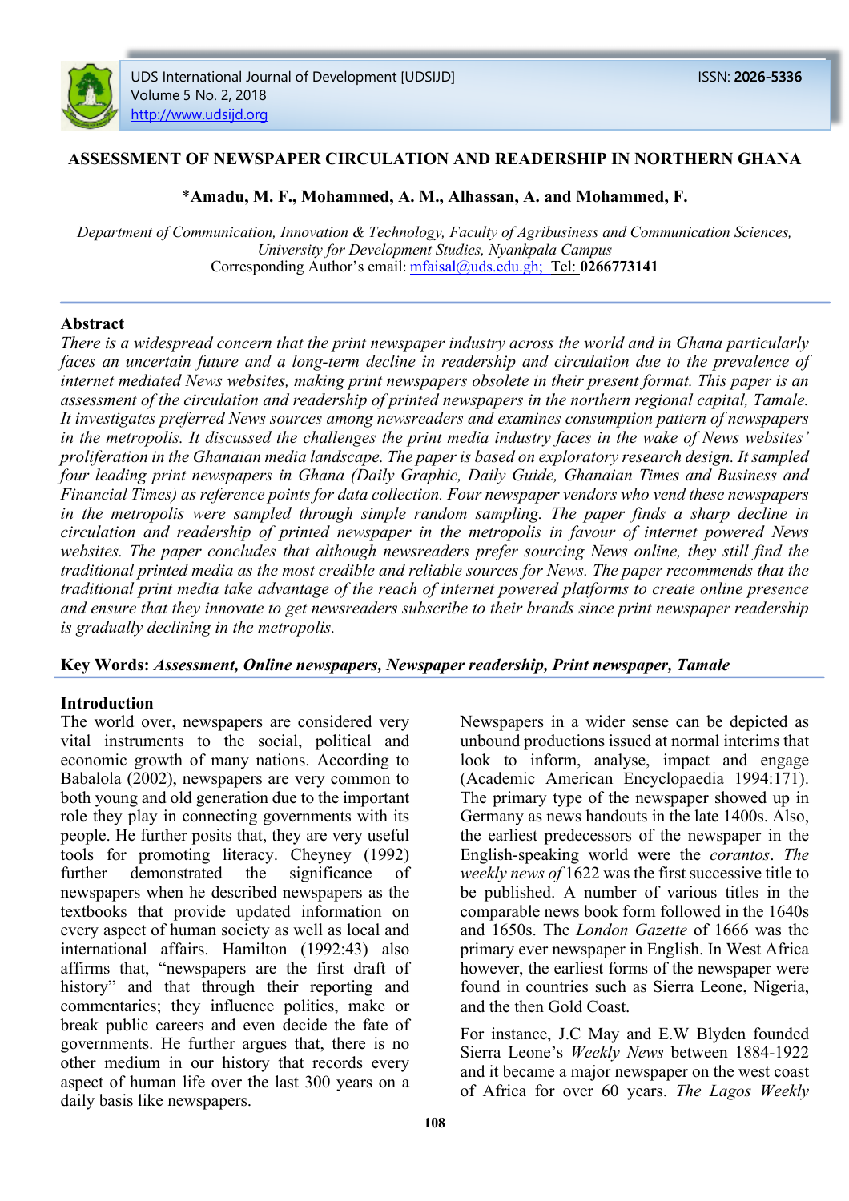# ASSESSMENT OF NEWSPAPER CIRCULATION AND READERSHIP IN NORTHERN GHANA

**\*Amadu, M. F., Mohammed, A. M., Alhassan, A. and Mohammed, F.**

*Department of Communication, Innovation & Technology, Faculty of Agribusiness and Communication Sciences, University for Development Studies, Nyankpala Campus*
Corresponding Author's email: mfaisal@uds.edu.gh; Tel: **0266773141**

## Abstract

*There is a widespread concern that the print newspaper industry across the world and in Ghana particularly faces an uncertain future and a long-term decline in readership and circulation due to the prevalence of internet mediated News websites, making print newspapers obsolete in their present format. This paper is an assessment of the circulation and readership of printed newspapers in the northern regional capital, Tamale. It investigates preferred News sources among newsreaders and examines consumption pattern of newspapers in the metropolis. It discussed the challenges the print media industry faces in the wake of News websites' proliferation in the Ghanaian media landscape. The paper is based on exploratory research design. It sampled four leading print newspapers in Ghana (Daily Graphic, Daily Guide, Ghanaian Times and Business and Financial Times) as reference points for data collection. Four newspaper vendors who vend these newspapers in the metropolis were sampled through simple random sampling. The paper finds a sharp decline in circulation and readership of printed newspaper in the metropolis in favour of internet powered News websites. The paper concludes that although newsreaders prefer sourcing News online, they still find the traditional printed media as the most credible and reliable sources for News. The paper recommends that the traditional print media take advantage of the reach of internet powered platforms to create online presence and ensure that they innovate to get newsreaders subscribe to their brands since print newspaper readership is gradually declining in the metropolis.*

**Key Words:** ***Assessment, Online newspapers, Newspaper readership, Print newspaper, Tamale***

## Introduction

The world over, newspapers are considered very vital instruments to the social, political and economic growth of many nations. According to Babalola (2002), newspapers are very common to both young and old generation due to the important role they play in connecting governments with its people. He further posits that, they are very useful tools for promoting literacy. Cheyney (1992) further demonstrated the significance of newspapers when he described newspapers as the textbooks that provide updated information on every aspect of human society as well as local and international affairs. Hamilton (1992:43) also affirms that, "newspapers are the first draft of history" and that through their reporting and commentaries; they influence politics, make or break public careers and even decide the fate of governments. He further argues that, there is no other medium in our history that records every aspect of human life over the last 300 years on a daily basis like newspapers.

Newspapers in a wider sense can be depicted as unbound productions issued at normal interims that look to inform, analyse, impact and engage (Academic American Encyclopaedia 1994:171). The primary type of the newspaper showed up in Germany as news handouts in the late 1400s. Also, the earliest predecessors of the newspaper in the English-speaking world were the *corantos*. *The weekly news of* 1622 was the first successive title to be published. A number of various titles in the comparable news book form followed in the 1640s and 1650s. The *London Gazette* of 1666 was the primary ever newspaper in English. In West Africa however, the earliest forms of the newspaper were found in countries such as Sierra Leone, Nigeria, and the then Gold Coast.

For instance, J.C May and E.W Blyden founded Sierra Leone's *Weekly News* between 1884-1922 and it became a major newspaper on the west coast of Africa for over 60 years. *The Lagos Weekly*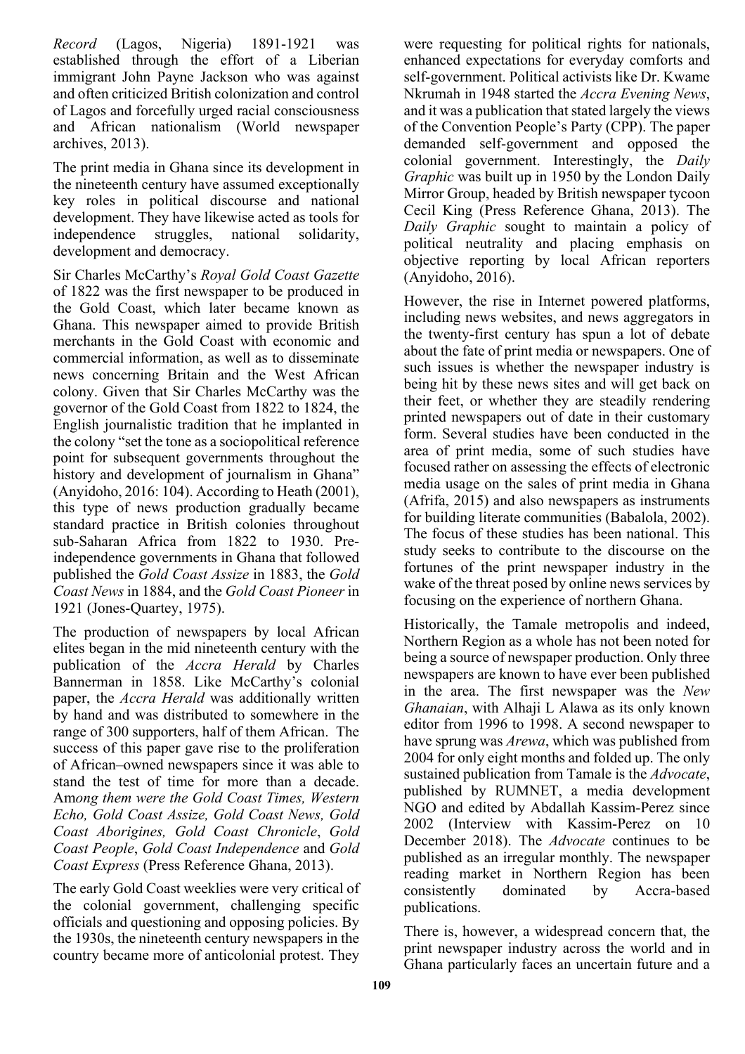*Record* (Lagos, Nigeria) 1891-1921 was established through the effort of a Liberian immigrant John Payne Jackson who was against and often criticized British colonization and control of Lagos and forcefully urged racial consciousness and African nationalism (World newspaper archives, 2013).

The print media in Ghana since its development in the nineteenth century have assumed exceptionally key roles in political discourse and national development. They have likewise acted as tools for independence struggles, national solidarity, development and democracy.

Sir Charles McCarthy's *Royal Gold Coast Gazette* of 1822 was the first newspaper to be produced in the Gold Coast, which later became known as Ghana. This newspaper aimed to provide British merchants in the Gold Coast with economic and commercial information, as well as to disseminate news concerning Britain and the West African colony. Given that Sir Charles McCarthy was the governor of the Gold Coast from 1822 to 1824, the English journalistic tradition that he implanted in the colony "set the tone as a sociopolitical reference point for subsequent governments throughout the history and development of journalism in Ghana" (Anyidoho, 2016: 104). According to Heath (2001), this type of news production gradually became standard practice in British colonies throughout sub-Saharan Africa from 1822 to 1930. Pre-independence governments in Ghana that followed published the *Gold Coast Assize* in 1883, the *Gold Coast News* in 1884, and the *Gold Coast Pioneer* in 1921 (Jones-Quartey, 1975).

The production of newspapers by local African elites began in the mid nineteenth century with the publication of the *Accra Herald* by Charles Bannerman in 1858. Like McCarthy's colonial paper, the *Accra Herald* was additionally written by hand and was distributed to somewhere in the range of 300 supporters, half of them African. The success of this paper gave rise to the proliferation of African–owned newspapers since it was able to stand the test of time for more than a decade. Am*ong them were the Gold Coast Times, Western Echo, Gold Coast Assize, Gold Coast News, Gold Coast Aborigines, Gold Coast Chronicle*, *Gold Coast People*, *Gold Coast Independence* and *Gold Coast Express* (Press Reference Ghana, 2013).

The early Gold Coast weeklies were very critical of the colonial government, challenging specific officials and questioning and opposing policies. By the 1930s, the nineteenth century newspapers in the country became more of anticolonial protest. They were requesting for political rights for nationals, enhanced expectations for everyday comforts and self-government. Political activists like Dr. Kwame Nkrumah in 1948 started the *Accra Evening News*, and it was a publication that stated largely the views of the Convention People's Party (CPP). The paper demanded self-government and opposed the colonial government. Interestingly, the *Daily Graphic* was built up in 1950 by the London Daily Mirror Group, headed by British newspaper tycoon Cecil King (Press Reference Ghana, 2013). The *Daily Graphic* sought to maintain a policy of political neutrality and placing emphasis on objective reporting by local African reporters (Anyidoho, 2016).

However, the rise in Internet powered platforms, including news websites, and news aggregators in the twenty-first century has spun a lot of debate about the fate of print media or newspapers. One of such issues is whether the newspaper industry is being hit by these news sites and will get back on their feet, or whether they are steadily rendering printed newspapers out of date in their customary form. Several studies have been conducted in the area of print media, some of such studies have focused rather on assessing the effects of electronic media usage on the sales of print media in Ghana (Afrifa, 2015) and also newspapers as instruments for building literate communities (Babalola, 2002). The focus of these studies has been national. This study seeks to contribute to the discourse on the fortunes of the print newspaper industry in the wake of the threat posed by online news services by focusing on the experience of northern Ghana.

Historically, the Tamale metropolis and indeed, Northern Region as a whole has not been noted for being a source of newspaper production. Only three newspapers are known to have ever been published in the area. The first newspaper was the *New Ghanaian*, with Alhaji L Alawa as its only known editor from 1996 to 1998. A second newspaper to have sprung was *Arewa*, which was published from 2004 for only eight months and folded up. The only sustained publication from Tamale is the *Advocate*, published by RUMNET, a media development NGO and edited by Abdallah Kassim-Perez since 2002 (Interview with Kassim-Perez on 10 December 2018). The *Advocate* continues to be published as an irregular monthly. The newspaper reading market in Northern Region has been consistently dominated by Accra-based publications.

There is, however, a widespread concern that, the print newspaper industry across the world and in Ghana particularly faces an uncertain future and a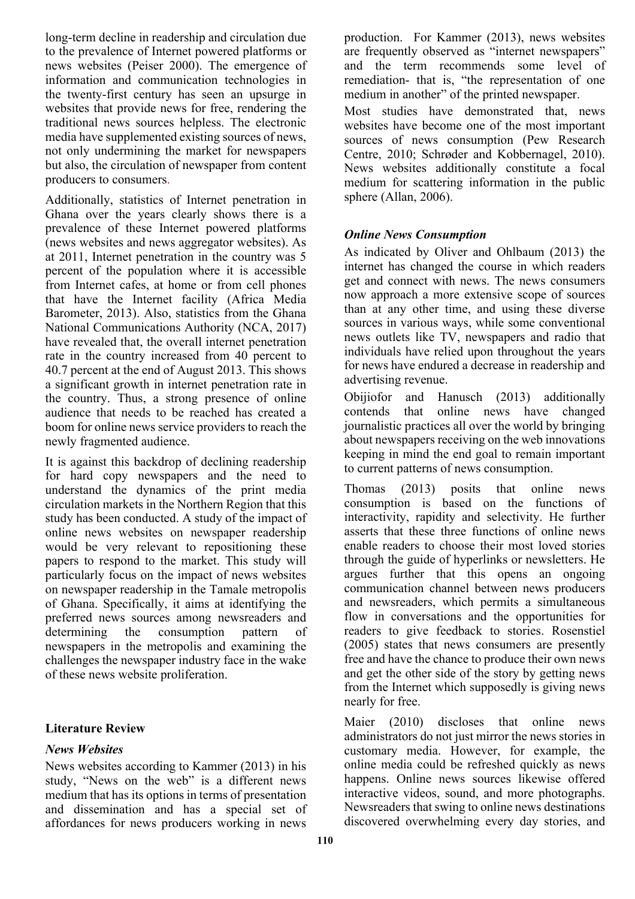long-term decline in readership and circulation due to the prevalence of Internet powered platforms or news websites (Peiser 2000). The emergence of information and communication technologies in the twenty-first century has seen an upsurge in websites that provide news for free, rendering the traditional news sources helpless. The electronic media have supplemented existing sources of news, not only undermining the market for newspapers but also, the circulation of newspaper from content producers to consumers.

Additionally, statistics of Internet penetration in Ghana over the years clearly shows there is a prevalence of these Internet powered platforms (news websites and news aggregator websites). As at 2011, Internet penetration in the country was 5 percent of the population where it is accessible from Internet cafes, at home or from cell phones that have the Internet facility (Africa Media Barometer, 2013). Also, statistics from the Ghana National Communications Authority (NCA, 2017) have revealed that, the overall internet penetration rate in the country increased from 40 percent to 40.7 percent at the end of August 2013. This shows a significant growth in internet penetration rate in the country. Thus, a strong presence of online audience that needs to be reached has created a boom for online news service providers to reach the newly fragmented audience.

It is against this backdrop of declining readership for hard copy newspapers and the need to understand the dynamics of the print media circulation markets in the Northern Region that this study has been conducted. A study of the impact of online news websites on newspaper readership would be very relevant to repositioning these papers to respond to the market. This study will particularly focus on the impact of news websites on newspaper readership in the Tamale metropolis of Ghana. Specifically, it aims at identifying the preferred news sources among newsreaders and determining the consumption pattern of newspapers in the metropolis and examining the challenges the newspaper industry face in the wake of these news website proliferation.

## Literature Review

### *News Websites*

News websites according to Kammer (2013) in his study, "News on the web" is a different news medium that has its options in terms of presentation and dissemination and has a special set of affordances for news producers working in news production. For Kammer (2013), news websites are frequently observed as "internet newspapers" and the term recommends some level of remediation- that is, "the representation of one medium in another" of the printed newspaper.

Most studies have demonstrated that, news websites have become one of the most important sources of news consumption (Pew Research Centre, 2010; Schrøder and Kobbernagel, 2010). News websites additionally constitute a focal medium for scattering information in the public sphere (Allan, 2006).

### *Online News Consumption*

As indicated by Oliver and Ohlbaum (2013) the internet has changed the course in which readers get and connect with news. The news consumers now approach a more extensive scope of sources than at any other time, and using these diverse sources in various ways, while some conventional news outlets like TV, newspapers and radio that individuals have relied upon throughout the years for news have endured a decrease in readership and advertising revenue.

Obijiofor and Hanusch (2013) additionally contends that online news have changed journalistic practices all over the world by bringing about newspapers receiving on the web innovations keeping in mind the end goal to remain important to current patterns of news consumption.

Thomas (2013) posits that online news consumption is based on the functions of interactivity, rapidity and selectivity. He further asserts that these three functions of online news enable readers to choose their most loved stories through the guide of hyperlinks or newsletters. He argues further that this opens an ongoing communication channel between news producers and newsreaders, which permits a simultaneous flow in conversations and the opportunities for readers to give feedback to stories. Rosenstiel (2005) states that news consumers are presently free and have the chance to produce their own news and get the other side of the story by getting news from the Internet which supposedly is giving news nearly for free.

Maier (2010) discloses that online news administrators do not just mirror the news stories in customary media. However, for example, the online media could be refreshed quickly as news happens. Online news sources likewise offered interactive videos, sound, and more photographs. Newsreaders that swing to online news destinations discovered overwhelming every day stories, and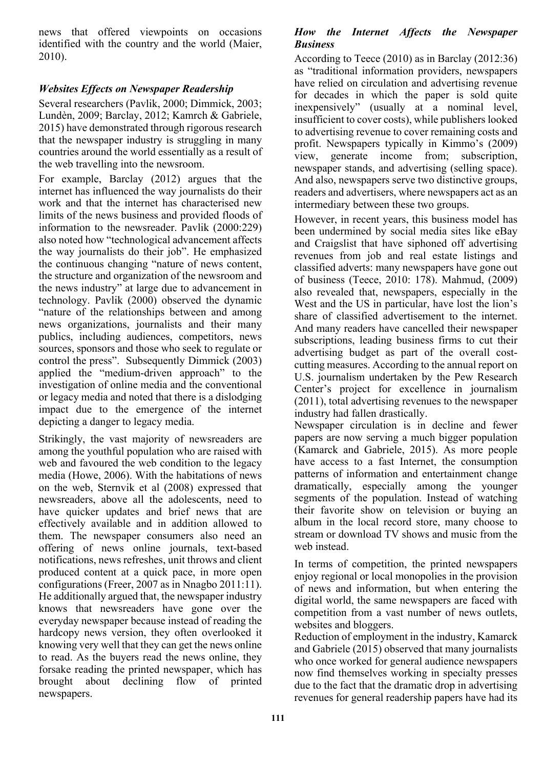news that offered viewpoints on occasions identified with the country and the world (Maier, 2010).

### *Websites Effects on Newspaper Readership*

Several researchers (Pavlik, 2000; Dimmick, 2003; Lundèn, 2009; Barclay, 2012; Kamrch & Gabriele, 2015) have demonstrated through rigorous research that the newspaper industry is struggling in many countries around the world essentially as a result of the web travelling into the newsroom.

For example, Barclay (2012) argues that the internet has influenced the way journalists do their work and that the internet has characterised new limits of the news business and provided floods of information to the newsreader. Pavlik (2000:229) also noted how "technological advancement affects the way journalists do their job". He emphasized the continuous changing "nature of news content, the structure and organization of the newsroom and the news industry" at large due to advancement in technology. Pavlik (2000) observed the dynamic "nature of the relationships between and among news organizations, journalists and their many publics, including audiences, competitors, news sources, sponsors and those who seek to regulate or control the press". Subsequently Dimmick (2003) applied the "medium-driven approach" to the investigation of online media and the conventional or legacy media and noted that there is a dislodging impact due to the emergence of the internet depicting a danger to legacy media.

Strikingly, the vast majority of newsreaders are among the youthful population who are raised with web and favoured the web condition to the legacy media (Howe, 2006). With the habitations of news on the web, Sternvik et al (2008) expressed that newsreaders, above all the adolescents, need to have quicker updates and brief news that are effectively available and in addition allowed to them. The newspaper consumers also need an offering of news online journals, text-based notifications, news refreshes, unit throws and client produced content at a quick pace, in more open configurations (Freer, 2007 as in Nnagbo 2011:11). He additionally argued that, the newspaper industry knows that newsreaders have gone over the everyday newspaper because instead of reading the hardcopy news version, they often overlooked it knowing very well that they can get the news online to read. As the buyers read the news online, they forsake reading the printed newspaper, which has brought about declining flow of printed newspapers.

### *How the Internet Affects the Newspaper Business*

According to Teece (2010) as in Barclay (2012:36) as "traditional information providers, newspapers have relied on circulation and advertising revenue for decades in which the paper is sold quite inexpensively" (usually at a nominal level, insufficient to cover costs), while publishers looked to advertising revenue to cover remaining costs and profit. Newspapers typically in Kimmo's (2009) view, generate income from; subscription, newspaper stands, and advertising (selling space). And also, newspapers serve two distinctive groups, readers and advertisers, where newspapers act as an intermediary between these two groups.

However, in recent years, this business model has been undermined by social media sites like eBay and Craigslist that have siphoned off advertising revenues from job and real estate listings and classified adverts: many newspapers have gone out of business (Teece, 2010: 178). Mahmud, (2009) also revealed that, newspapers, especially in the West and the US in particular, have lost the lion's share of classified advertisement to the internet. And many readers have cancelled their newspaper subscriptions, leading business firms to cut their advertising budget as part of the overall cost-cutting measures. According to the annual report on U.S. journalism undertaken by the Pew Research Center's project for excellence in journalism (2011), total advertising revenues to the newspaper industry had fallen drastically.

Newspaper circulation is in decline and fewer papers are now serving a much bigger population (Kamarck and Gabriele, 2015). As more people have access to a fast Internet, the consumption patterns of information and entertainment change dramatically, especially among the younger segments of the population. Instead of watching their favorite show on television or buying an album in the local record store, many choose to stream or download TV shows and music from the web instead.

In terms of competition, the printed newspapers enjoy regional or local monopolies in the provision of news and information, but when entering the digital world, the same newspapers are faced with competition from a vast number of news outlets, websites and bloggers.

Reduction of employment in the industry, Kamarck and Gabriele (2015) observed that many journalists who once worked for general audience newspapers now find themselves working in specialty presses due to the fact that the dramatic drop in advertising revenues for general readership papers have had its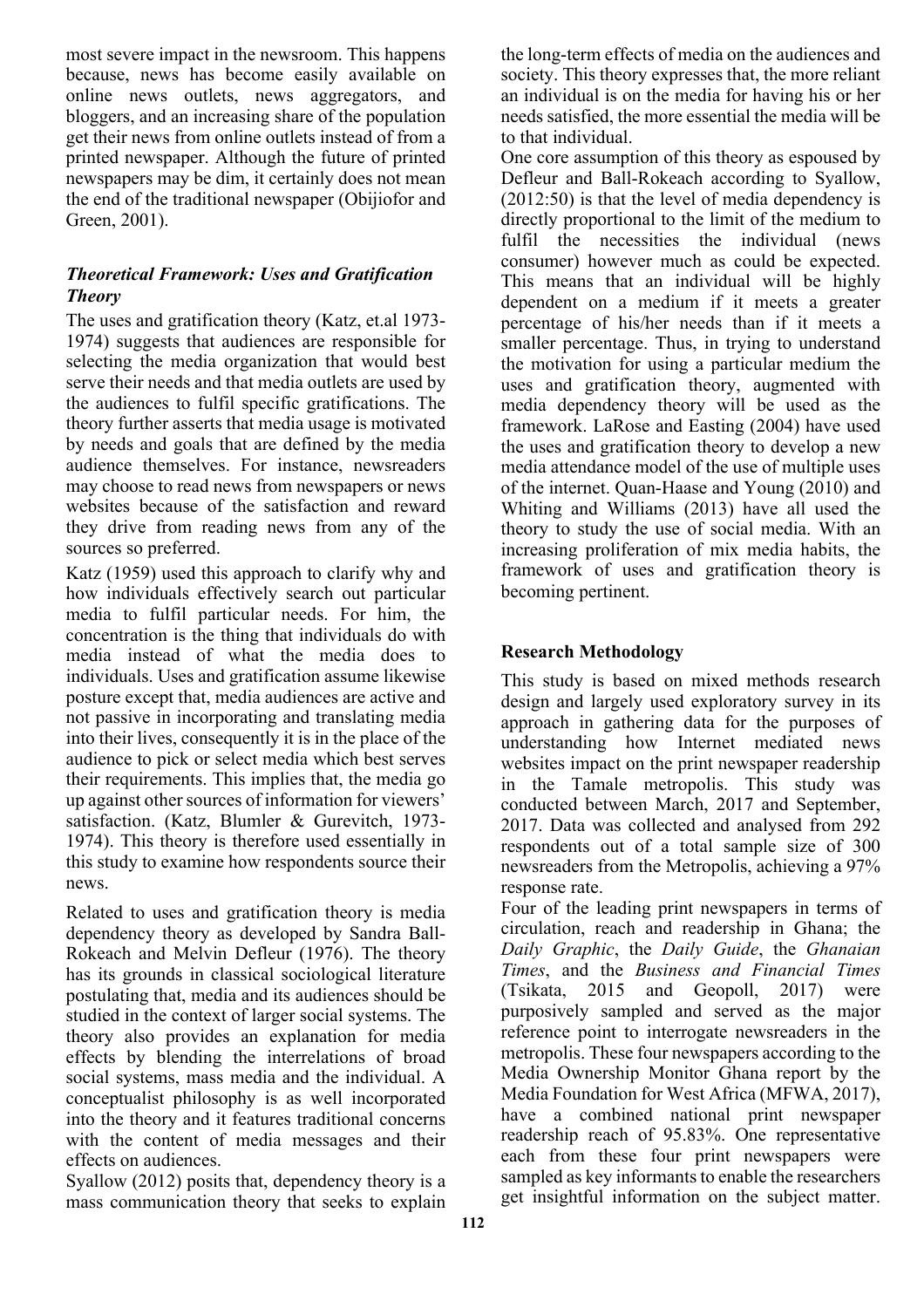most severe impact in the newsroom. This happens because, news has become easily available on online news outlets, news aggregators, and bloggers, and an increasing share of the population get their news from online outlets instead of from a printed newspaper. Although the future of printed newspapers may be dim, it certainly does not mean the end of the traditional newspaper (Obijiofor and Green, 2001).

### *Theoretical Framework: Uses and Gratification Theory*

The uses and gratification theory (Katz, et.al 1973-1974) suggests that audiences are responsible for selecting the media organization that would best serve their needs and that media outlets are used by the audiences to fulfil specific gratifications. The theory further asserts that media usage is motivated by needs and goals that are defined by the media audience themselves. For instance, newsreaders may choose to read news from newspapers or news websites because of the satisfaction and reward they drive from reading news from any of the sources so preferred.

Katz (1959) used this approach to clarify why and how individuals effectively search out particular media to fulfil particular needs. For him, the concentration is the thing that individuals do with media instead of what the media does to individuals. Uses and gratification assume likewise posture except that, media audiences are active and not passive in incorporating and translating media into their lives, consequently it is in the place of the audience to pick or select media which best serves their requirements. This implies that, the media go up against other sources of information for viewers' satisfaction. (Katz, Blumler & Gurevitch, 1973-1974). This theory is therefore used essentially in this study to examine how respondents source their news.

Related to uses and gratification theory is media dependency theory as developed by Sandra Ball-Rokeach and Melvin Defleur (1976). The theory has its grounds in classical sociological literature postulating that, media and its audiences should be studied in the context of larger social systems. The theory also provides an explanation for media effects by blending the interrelations of broad social systems, mass media and the individual. A conceptualist philosophy is as well incorporated into the theory and it features traditional concerns with the content of media messages and their effects on audiences.

Syallow (2012) posits that, dependency theory is a mass communication theory that seeks to explain the long-term effects of media on the audiences and society. This theory expresses that, the more reliant an individual is on the media for having his or her needs satisfied, the more essential the media will be to that individual.

One core assumption of this theory as espoused by Defleur and Ball-Rokeach according to Syallow, (2012:50) is that the level of media dependency is directly proportional to the limit of the medium to fulfil the necessities the individual (news consumer) however much as could be expected. This means that an individual will be highly dependent on a medium if it meets a greater percentage of his/her needs than if it meets a smaller percentage. Thus, in trying to understand the motivation for using a particular medium the uses and gratification theory, augmented with media dependency theory will be used as the framework. LaRose and Easting (2004) have used the uses and gratification theory to develop a new media attendance model of the use of multiple uses of the internet. Quan-Haase and Young (2010) and Whiting and Williams (2013) have all used the theory to study the use of social media. With an increasing proliferation of mix media habits, the framework of uses and gratification theory is becoming pertinent.

### **Research Methodology**

This study is based on mixed methods research design and largely used exploratory survey in its approach in gathering data for the purposes of understanding how Internet mediated news websites impact on the print newspaper readership in the Tamale metropolis. This study was conducted between March, 2017 and September, 2017. Data was collected and analysed from 292 respondents out of a total sample size of 300 newsreaders from the Metropolis, achieving a 97% response rate.

Four of the leading print newspapers in terms of circulation, reach and readership in Ghana; the *Daily Graphic*, the *Daily Guide*, the *Ghanaian Times*, and the *Business and Financial Times* (Tsikata, 2015 and Geopoll, 2017) were purposively sampled and served as the major reference point to interrogate newsreaders in the metropolis. These four newspapers according to the Media Ownership Monitor Ghana report by the Media Foundation for West Africa (MFWA, 2017), have a combined national print newspaper readership reach of 95.83%. One representative each from these four print newspapers were sampled as key informants to enable the researchers get insightful information on the subject matter.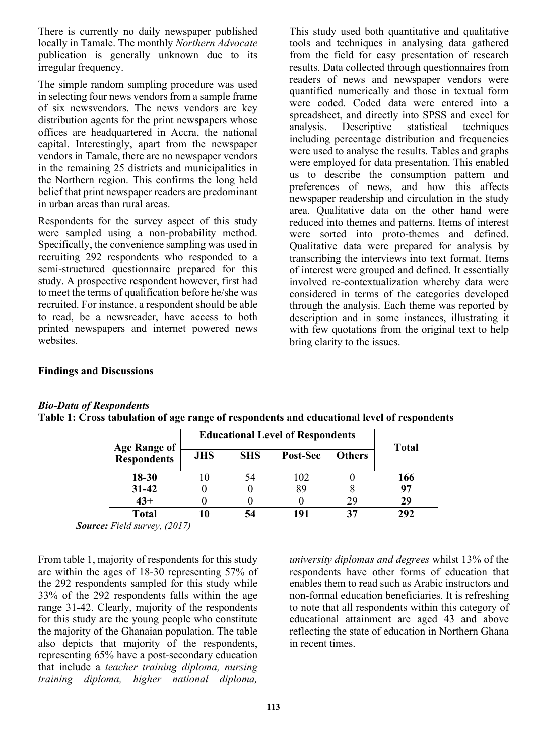There is currently no daily newspaper published locally in Tamale. The monthly *Northern Advocate* publication is generally unknown due to its irregular frequency.

The simple random sampling procedure was used in selecting four news vendors from a sample frame of six newsvendors. The news vendors are key distribution agents for the print newspapers whose offices are headquartered in Accra, the national capital. Interestingly, apart from the newspaper vendors in Tamale, there are no newspaper vendors in the remaining 25 districts and municipalities in the Northern region. This confirms the long held belief that print newspaper readers are predominant in urban areas than rural areas.

Respondents for the survey aspect of this study were sampled using a non-probability method. Specifically, the convenience sampling was used in recruiting 292 respondents who responded to a semi-structured questionnaire prepared for this study. A prospective respondent however, first had to meet the terms of qualification before he/she was recruited. For instance, a respondent should be able to read, be a newsreader, have access to both printed newspapers and internet powered news websites.

This study used both quantitative and qualitative tools and techniques in analysing data gathered from the field for easy presentation of research results. Data collected through questionnaires from readers of news and newspaper vendors were quantified numerically and those in textual form were coded. Coded data were entered into a spreadsheet, and directly into SPSS and excel for analysis. Descriptive statistical techniques including percentage distribution and frequencies were used to analyse the results. Tables and graphs were employed for data presentation. This enabled us to describe the consumption pattern and preferences of news, and how this affects newspaper readership and circulation in the study area. Qualitative data on the other hand were reduced into themes and patterns. Items of interest were sorted into proto-themes and defined. Qualitative data were prepared for analysis by transcribing the interviews into text format. Items of interest were grouped and defined. It essentially involved re-contextualization whereby data were considered in terms of the categories developed through the analysis. Each theme was reported by description and in some instances, illustrating it with few quotations from the original text to help bring clarity to the issues.

## Findings and Discussions

***Bio-Data of Respondents***

**Table 1: Cross tabulation of age range of respondents and educational level of respondents**

| Age Range of Respondents | Educational Level of Respondents | | | | Total |
|---|---|---|---|---|---|
| | JHS | SHS | Post-Sec | Others | |
| **18-30** | 10 | 54 | 102 | 0 | **166** |
| **31-42** | 0 | 0 | 89 | 8 | **97** |
| **43+** | 0 | 0 | 0 | 29 | **29** |
| **Total** | **10** | **54** | **191** | **37** | **292** |

***Source:*** *Field survey, (2017)*

From table 1, majority of respondents for this study are within the ages of 18-30 representing 57% of the 292 respondents sampled for this study while 33% of the 292 respondents falls within the age range 31-42. Clearly, majority of the respondents for this study are the young people who constitute the majority of the Ghanaian population. The table also depicts that majority of the respondents, representing 65% have a post-secondary education that include a *teacher training diploma, nursing training diploma, higher national diploma, university diplomas and degrees* whilst 13% of the respondents have other forms of education that enables them to read such as Arabic instructors and non-formal education beneficiaries. It is refreshing to note that all respondents within this category of educational attainment are aged 43 and above reflecting the state of education in Northern Ghana in recent times.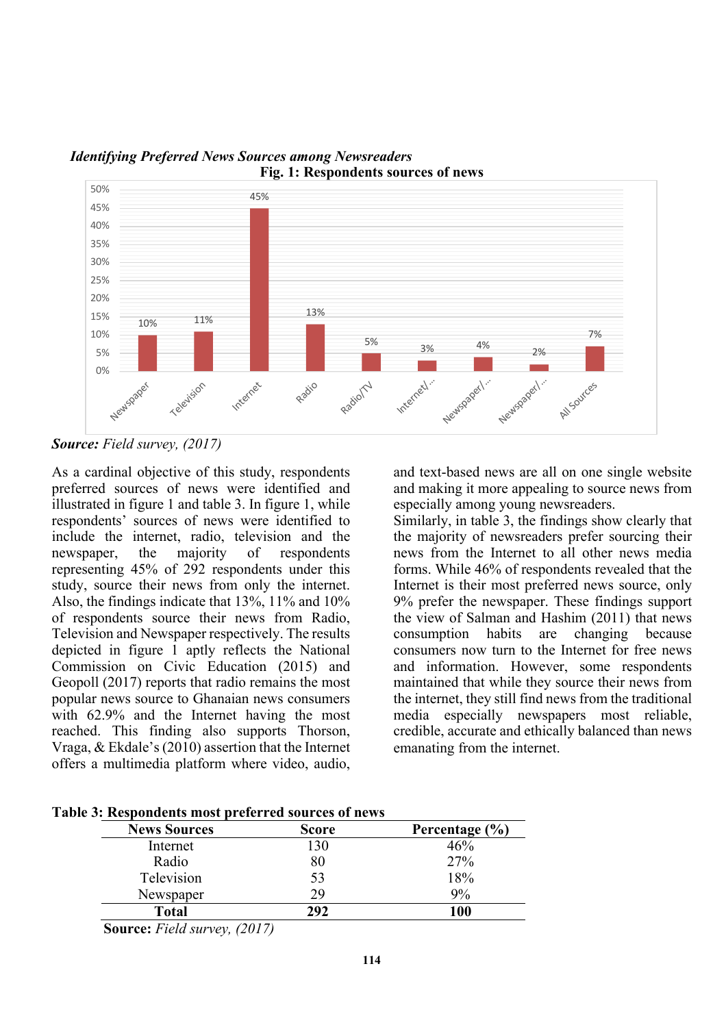***Identifying Preferred News Sources among Newsreaders***

**Fig. 1: Respondents sources of news**

50%
45%
40%
35%
30%
25%
20%
15%
10%
5%
0%

10% 11% 45% 13% 5% 3% 4% 2% 7%

Newspaper Television Internet Radio Radio/TV Internet/... Newspaper/... Newspaper/... All Sources

***Source:*** *Field survey, (2017)*

As a cardinal objective of this study, respondents preferred sources of news were identified and illustrated in figure 1 and table 3. In figure 1, while respondents' sources of news were identified to include the internet, radio, television and the newspaper, the majority of respondents representing 45% of 292 respondents under this study, source their news from only the internet. Also, the findings indicate that 13%, 11% and 10% of respondents source their news from Radio, Television and Newspaper respectively. The results depicted in figure 1 aptly reflects the National Commission on Civic Education (2015) and Geopoll (2017) reports that radio remains the most popular news source to Ghanaian news consumers with 62.9% and the Internet having the most reached. This finding also supports Thorson, Vraga, & Ekdale's (2010) assertion that the Internet offers a multimedia platform where video, audio, and text-based news are all on one single website and making it more appealing to source news from especially among young newsreaders.

Similarly, in table 3, the findings show clearly that the majority of newsreaders prefer sourcing their news from the Internet to all other news media forms. While 46% of respondents revealed that the Internet is their most preferred news source, only 9% prefer the newspaper. These findings support the view of Salman and Hashim (2011) that news consumption habits are changing because consumers now turn to the Internet for free news and information. However, some respondents maintained that while they source their news from the internet, they still find news from the traditional media especially newspapers most reliable, credible, accurate and ethically balanced than news emanating from the internet.

**Table 3: Respondents most preferred sources of news**

| News Sources | Score | Percentage (%) |
|---|---|---|
| Internet | 130 | 46% |
| Radio | 80 | 27% |
| Television | 53 | 18% |
| Newspaper | 29 | 9% |
| **Total** | **292** | **100** |

**Source:** *Field survey, (2017)*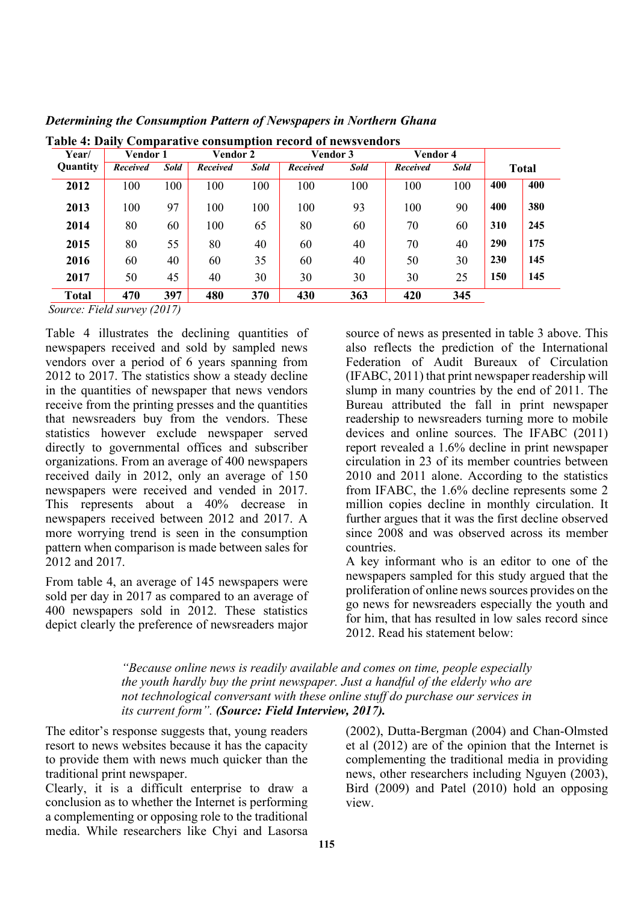*Determining the Consumption Pattern of Newspapers in Northern Ghana*

**Table 4: Daily Comparative consumption record of newsvendors**

| Year/ Quantity | Vendor 1 | | Vendor 2 | | Vendor 3 | | Vendor 4 | | Total | |
|---|---|---|---|---|---|---|---|---|---|---|
| | *Received* | *Sold* | *Received* | *Sold* | *Received* | *Sold* | *Received* | *Sold* | | |
| **2012** | 100 | 100 | 100 | 100 | 100 | 100 | 100 | 100 | **400** | **400** |
| **2013** | 100 | 97 | 100 | 100 | 100 | 93 | 100 | 90 | **400** | **380** |
| **2014** | 80 | 60 | 100 | 65 | 80 | 60 | 70 | 60 | **310** | **245** |
| **2015** | 80 | 55 | 80 | 40 | 60 | 40 | 70 | 40 | **290** | **175** |
| **2016** | 60 | 40 | 60 | 35 | 60 | 40 | 50 | 30 | **230** | **145** |
| **2017** | 50 | 45 | 40 | 30 | 30 | 30 | 30 | 25 | **150** | **145** |
| **Total** | **470** | **397** | **480** | **370** | **430** | **363** | **420** | **345** | | |

*Source: Field survey (2017)*

Table 4 illustrates the declining quantities of newspapers received and sold by sampled news vendors over a period of 6 years spanning from 2012 to 2017. The statistics show a steady decline in the quantities of newspaper that news vendors receive from the printing presses and the quantities that newsreaders buy from the vendors. These statistics however exclude newspaper served directly to governmental offices and subscriber organizations. From an average of 400 newspapers received daily in 2012, only an average of 150 newspapers were received and vended in 2017. This represents about a 40% decrease in newspapers received between 2012 and 2017. A more worrying trend is seen in the consumption pattern when comparison is made between sales for 2012 and 2017.

From table 4, an average of 145 newspapers were sold per day in 2017 as compared to an average of 400 newspapers sold in 2012. These statistics depict clearly the preference of newsreaders major source of news as presented in table 3 above. This also reflects the prediction of the International Federation of Audit Bureaux of Circulation (IFABC, 2011) that print newspaper readership will slump in many countries by the end of 2011. The Bureau attributed the fall in print newspaper readership to newsreaders turning more to mobile devices and online sources. The IFABC (2011) report revealed a 1.6% decline in print newspaper circulation in 23 of its member countries between 2010 and 2011 alone. According to the statistics from IFABC, the 1.6% decline represents some 2 million copies decline in monthly circulation. It further argues that it was the first decline observed since 2008 and was observed across its member countries.

A key informant who is an editor to one of the newspapers sampled for this study argued that the proliferation of online news sources provides on the go news for newsreaders especially the youth and for him, that has resulted in low sales record since 2012. Read his statement below:

> *"Because online news is readily available and comes on time, people especially the youth hardly buy the print newspaper. Just a handful of the elderly who are not technological conversant with these online stuff do purchase our services in its current form".* ***(Source: Field Interview, 2017).***

The editor's response suggests that, young readers resort to news websites because it has the capacity to provide them with news much quicker than the traditional print newspaper.

Clearly, it is a difficult enterprise to draw a conclusion as to whether the Internet is performing a complementing or opposing role to the traditional media. While researchers like Chyi and Lasorsa (2002), Dutta-Bergman (2004) and Chan-Olmsted et al (2012) are of the opinion that the Internet is complementing the traditional media in providing news, other researchers including Nguyen (2003), Bird (2009) and Patel (2010) hold an opposing view.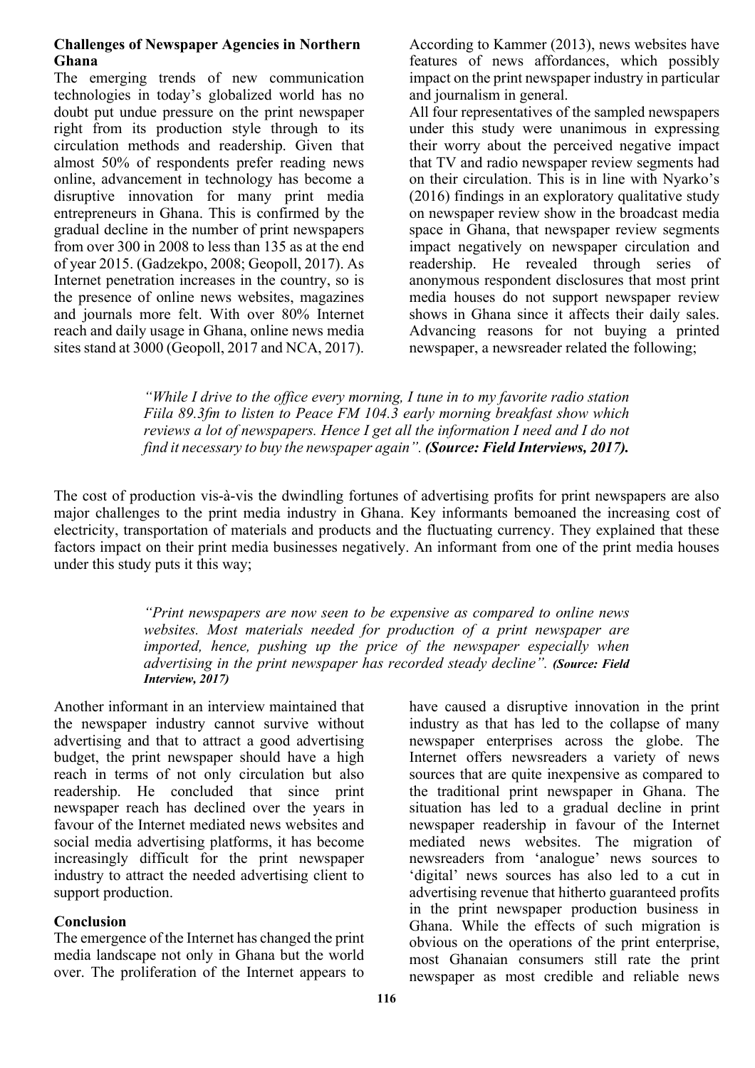## Challenges of Newspaper Agencies in Northern Ghana

The emerging trends of new communication technologies in today's globalized world has no doubt put undue pressure on the print newspaper right from its production style through to its circulation methods and readership. Given that almost 50% of respondents prefer reading news online, advancement in technology has become a disruptive innovation for many print media entrepreneurs in Ghana. This is confirmed by the gradual decline in the number of print newspapers from over 300 in 2008 to less than 135 as at the end of year 2015. (Gadzekpo, 2008; Geopoll, 2017). As Internet penetration increases in the country, so is the presence of online news websites, magazines and journals more felt. With over 80% Internet reach and daily usage in Ghana, online news media sites stand at 3000 (Geopoll, 2017 and NCA, 2017). According to Kammer (2013), news websites have features of news affordances, which possibly impact on the print newspaper industry in particular and journalism in general.

All four representatives of the sampled newspapers under this study were unanimous in expressing their worry about the perceived negative impact that TV and radio newspaper review segments had on their circulation. This is in line with Nyarko's (2016) findings in an exploratory qualitative study on newspaper review show in the broadcast media space in Ghana, that newspaper review segments impact negatively on newspaper circulation and readership. He revealed through series of anonymous respondent disclosures that most print media houses do not support newspaper review shows in Ghana since it affects their daily sales. Advancing reasons for not buying a printed newspaper, a newsreader related the following;

> *"While I drive to the office every morning, I tune in to my favorite radio station Fiila 89.3fm to listen to Peace FM 104.3 early morning breakfast show which reviews a lot of newspapers. Hence I get all the information I need and I do not find it necessary to buy the newspaper again". **(Source: Field Interviews, 2017).***

The cost of production vis-à-vis the dwindling fortunes of advertising profits for print newspapers are also major challenges to the print media industry in Ghana. Key informants bemoaned the increasing cost of electricity, transportation of materials and products and the fluctuating currency. They explained that these factors impact on their print media businesses negatively. An informant from one of the print media houses under this study puts it this way;

> *"Print newspapers are now seen to be expensive as compared to online news websites. Most materials needed for production of a print newspaper are imported, hence, pushing up the price of the newspaper especially when advertising in the print newspaper has recorded steady decline". **(Source: Field Interview, 2017)***

Another informant in an interview maintained that the newspaper industry cannot survive without advertising and that to attract a good advertising budget, the print newspaper should have a high reach in terms of not only circulation but also readership. He concluded that since print newspaper reach has declined over the years in favour of the Internet mediated news websites and social media advertising platforms, it has become increasingly difficult for the print newspaper industry to attract the needed advertising client to support production.

## Conclusion

The emergence of the Internet has changed the print media landscape not only in Ghana but the world over. The proliferation of the Internet appears to have caused a disruptive innovation in the print industry as that has led to the collapse of many newspaper enterprises across the globe. The Internet offers newsreaders a variety of news sources that are quite inexpensive as compared to the traditional print newspaper in Ghana. The situation has led to a gradual decline in print newspaper readership in favour of the Internet mediated news websites. The migration of newsreaders from 'analogue' news sources to 'digital' news sources has also led to a cut in advertising revenue that hitherto guaranteed profits in the print newspaper production business in Ghana. While the effects of such migration is obvious on the operations of the print enterprise, most Ghanaian consumers still rate the print newspaper as most credible and reliable news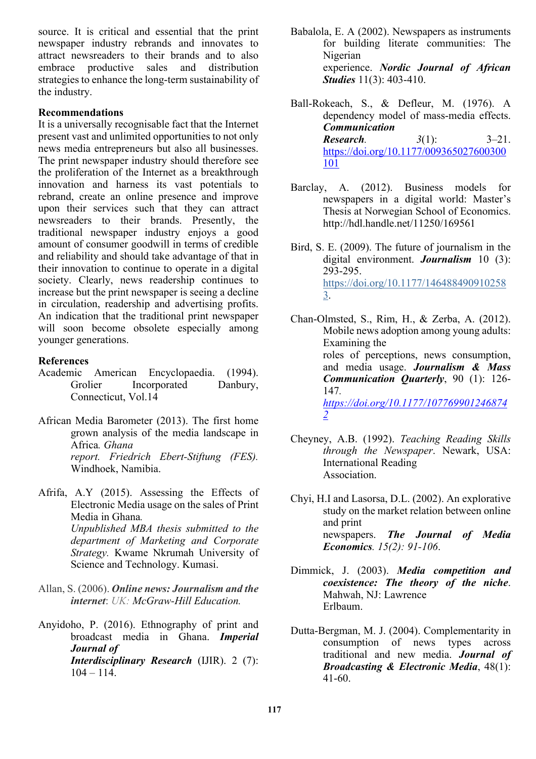source. It is critical and essential that the print newspaper industry rebrands and innovates to attract newsreaders to their brands and to also embrace productive sales and distribution strategies to enhance the long-term sustainability of the industry.

**Recommendations**

It is a universally recognisable fact that the Internet present vast and unlimited opportunities to not only news media entrepreneurs but also all businesses. The print newspaper industry should therefore see the proliferation of the Internet as a breakthrough innovation and harness its vast potentials to rebrand, create an online presence and improve upon their services such that they can attract newsreaders to their brands. Presently, the traditional newspaper industry enjoys a good amount of consumer goodwill in terms of credible and reliability and should take advantage of that in their innovation to continue to operate in a digital society. Clearly, news readership continues to increase but the print newspaper is seeing a decline in circulation, readership and advertising profits. An indication that the traditional print newspaper will soon become obsolete especially among younger generations.

**References**

Academic American Encyclopaedia. (1994). Grolier Incorporated Danbury, Connecticut, Vol.14

African Media Barometer (2013). The first home grown analysis of the media landscape in Africa. *Ghana report. Friedrich Ebert-Stiftung (FES).* Windhoek, Namibia.

Afrifa, A.Y (2015). Assessing the Effects of Electronic Media usage on the sales of Print Media in Ghana. *Unpublished MBA thesis submitted to the department of Marketing and Corporate Strategy.* Kwame Nkrumah University of Science and Technology. Kumasi.

Allan, S. (2006). ***Online news: Journalism and the internet***: *UK: McGraw-Hill Education.*

Anyidoho, P. (2016). Ethnography of print and broadcast media in Ghana. ***Imperial Journal of Interdisciplinary Research*** (IJIR). 2 (7): 104 – 114.

Babalola, E. A (2002). Newspapers as instruments for building literate communities: The Nigerian experience. ***Nordic Journal of African Studies*** 11(3): 403-410.

Ball-Rokeach, S., & Defleur, M. (1976). A dependency model of mass-media effects. ***Communication Research****.* *3*(1): 3–21. https://doi.org/10.1177/009365027600300101

Barclay, A. (2012). Business models for newspapers in a digital world: Master's Thesis at Norwegian School of Economics. http://hdl.handle.net/11250/169561

Bird, S. E. (2009). The future of journalism in the digital environment. ***Journalism*** 10 (3): 293-295. https://doi.org/10.1177/1464884909102583.

Chan-Olmsted, S., Rim, H., & Zerba, A. (2012). Mobile news adoption among young adults: Examining the roles of perceptions, news consumption, and media usage. ***Journalism & Mass Communication Quarterly***, 90 (1): 126-147. *https://doi.org/10.1177/1077699012468742*

Cheyney, A.B. (1992). *Teaching Reading Skills through the Newspaper*. Newark, USA: International Reading Association.

Chyi, H.I and Lasorsa, D.L. (2002). An explorative study on the market relation between online and print newspapers. ***The Journal of Media Economics****. 15(2): 91-106.*

Dimmick, J. (2003). ***Media competition and coexistence: The theory of the niche***. Mahwah, NJ: Lawrence Erlbaum.

Dutta-Bergman, M. J. (2004). Complementarity in consumption of news types across traditional and new media. ***Journal of Broadcasting & Electronic Media***, 48(1): 41-60.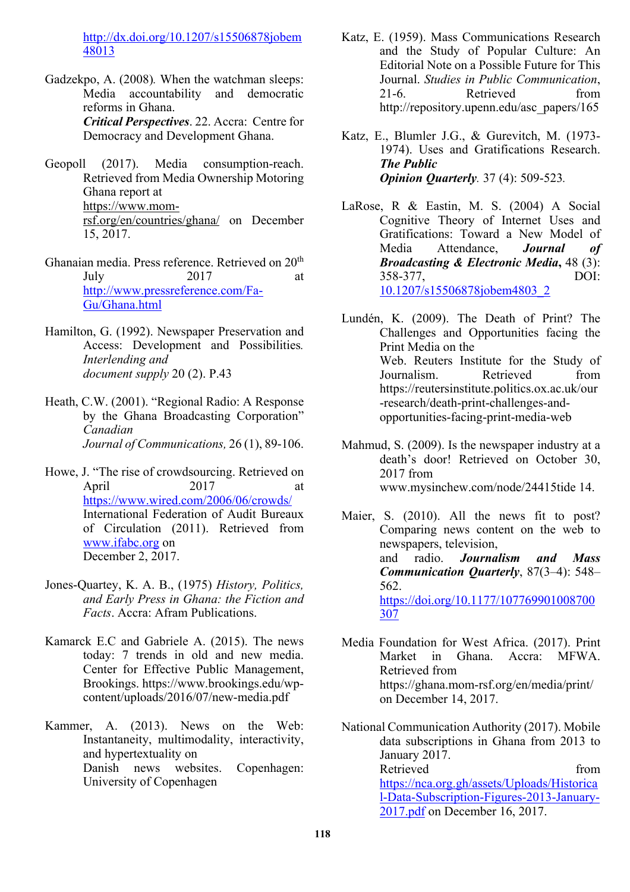http://dx.doi.org/10.1207/s15506878jobem48013

Gadzekpo, A. (2008). When the watchman sleeps: Media accountability and democratic reforms in Ghana. ***Critical Perspectives***. 22. Accra: Centre for Democracy and Development Ghana.

Geopoll (2017). Media consumption-reach. Retrieved from Media Ownership Motoring Ghana report at https://www.mom-rsf.org/en/countries/ghana/ on December 15, 2017.

Ghanaian media. Press reference. Retrieved on 20th July 2017 at http://www.pressreference.com/Fa-Gu/Ghana.html

Hamilton, G. (1992). Newspaper Preservation and Access: Development and Possibilities. *Interlending and document supply* 20 (2). P.43

Heath, C.W. (2001). "Regional Radio: A Response by the Ghana Broadcasting Corporation" *Canadian Journal of Communications,* 26 (1), 89-106.

Howe, J. "The rise of crowdsourcing. Retrieved on April 2017 at https://www.wired.com/2006/06/crowds/ International Federation of Audit Bureaux of Circulation (2011). Retrieved from www.ifabc.org on December 2, 2017.

Jones-Quartey, K. A. B., (1975) *History, Politics, and Early Press in Ghana: the Fiction and Facts*. Accra: Afram Publications.

Kamarck E.C and Gabriele A. (2015). The news today: 7 trends in old and new media. Center for Effective Public Management, Brookings. https://www.brookings.edu/wp-content/uploads/2016/07/new-media.pdf

Kammer, A. (2013). News on the Web: Instantaneity, multimodality, interactivity, and hypertextuality on Danish news websites. Copenhagen: University of Copenhagen

Katz, E. (1959). Mass Communications Research and the Study of Popular Culture: An Editorial Note on a Possible Future for This Journal. *Studies in Public Communication*, 21-6. Retrieved from http://repository.upenn.edu/asc_papers/165

Katz, E., Blumler J.G., & Gurevitch, M. (1973-1974). Uses and Gratifications Research. ***The Public Opinion Quarterly***. 37 (4): 509-523.

LaRose, R & Eastin, M. S. (2004) A Social Cognitive Theory of Internet Uses and Gratifications: Toward a New Model of Media Attendance, ***Journal of Broadcasting & Electronic Media***, 48 (3): 358-377, DOI: 10.1207/s15506878jobem4803_2

Lundén, K. (2009). The Death of Print? The Challenges and Opportunities facing the Print Media on the Web. Reuters Institute for the Study of Journalism. Retrieved from https://reutersinstitute.politics.ox.ac.uk/our-research/death-print-challenges-and-opportunities-facing-print-media-web

Mahmud, S. (2009). Is the newspaper industry at a death's door! Retrieved on October 30, 2017 from www.mysinchew.com/node/24415tide 14.

Maier, S. (2010). All the news fit to post? Comparing news content on the web to newspapers, television, and radio. ***Journalism and Mass Communication Quarterly***, 87(3–4): 548–562. https://doi.org/10.1177/107769901008700307

Media Foundation for West Africa. (2017). Print Market in Ghana. Accra: MFWA. Retrieved from https://ghana.mom-rsf.org/en/media/print/ on December 14, 2017.

National Communication Authority (2017). Mobile data subscriptions in Ghana from 2013 to January 2017. Retrieved from https://nca.org.gh/assets/Uploads/Historical-Data-Subscription-Figures-2013-January-2017.pdf on December 16, 2017.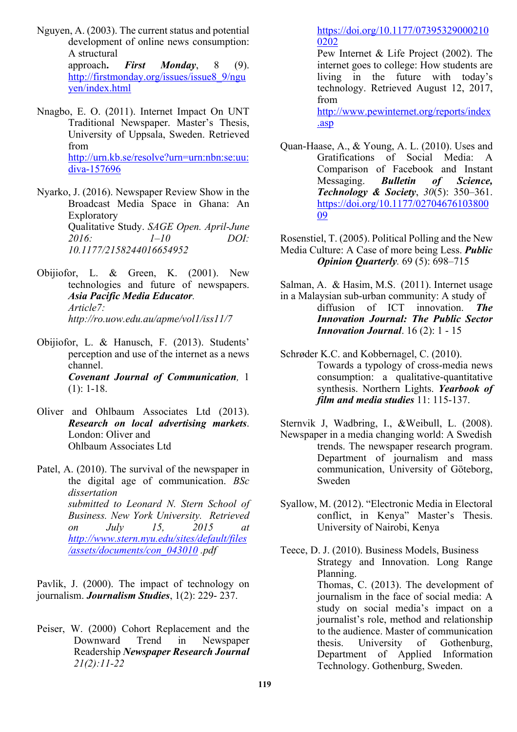Nguyen, A. (2003). The current status and potential development of online news consumption: A structural approach**.** ***First Monday***, 8 (9). http://firstmonday.org/issues/issue8_9/nguyen/index.html

Nnagbo, E. O. (2011). Internet Impact On UNT Traditional Newspaper. Master's Thesis, University of Uppsala, Sweden. Retrieved from http://urn.kb.se/resolve?urn=urn:nbn:se:uu:diva-157696

Nyarko, J. (2016). Newspaper Review Show in the Broadcast Media Space in Ghana: An Exploratory Qualitative Study. *SAGE Open. April-June 2016: 1–10 DOI: 10.1177/2158244016654952*

Obijiofor, L. & Green, K. (2001). New technologies and future of newspapers. ***Asia Pacific Media Educator****. Article7: http://ro.uow.edu.au/apme/vol1/iss11/7*

Obijiofor, L. & Hanusch, F. (2013). Students' perception and use of the internet as a news channel. ***Covenant Journal of Communication****,* 1 (1): 1-18.

Oliver and Ohlbaum Associates Ltd (2013). ***Research on local advertising markets***. London: Oliver and Ohlbaum Associates Ltd

Patel, A. (2010). The survival of the newspaper in the digital age of communication. *BSc dissertation submitted to Leonard N. Stern School of Business. New York University. Retrieved on July 15, 2015 at http://www.stern.nyu.edu/sites/default/files/assets/documents/con_043010 .pdf*

Pavlik, J. (2000). The impact of technology on journalism. ***Journalism Studies***, 1(2): 229- 237.

Peiser, W. (2000) Cohort Replacement and the Downward Trend in Newspaper Readership ***Newspaper Research Journal*** *21(2):11-22* https://doi.org/10.1177/073953290002100202

Pew Internet & Life Project (2002). The internet goes to college: How students are living in the future with today's technology. Retrieved August 12, 2017, from http://www.pewinternet.org/reports/index.asp

Quan-Haase, A., & Young, A. L. (2010). Uses and Gratifications of Social Media: A Comparison of Facebook and Instant Messaging. ***Bulletin of Science, Technology & Society***, *30*(5): 350–361. https://doi.org/10.1177/0270467610380009

Rosenstiel, T. (2005). Political Polling and the New Media Culture: A Case of more being Less. ***Public Opinion Quarterly****.* 69 (5): 698–715

Salman, A. & Hasim, M.S. (2011). Internet usage in a Malaysian sub-urban community: A study of diffusion of ICT innovation. ***The Innovation Journal: The Public Sector Innovation Journal***. 16 (2): 1 - 15

Schrøder K.C. and Kobbernagel, C. (2010). Towards a typology of cross-media news consumption: a qualitative-quantitative synthesis. Northern Lights. ***Yearbook of film and media studies*** 11: 115-137.

Sternvik J, Wadbring, I., &Weibull, L. (2008). Newspaper in a media changing world: A Swedish trends. The newspaper research program. Department of journalism and mass communication, University of Göteborg, Sweden

Syallow, M. (2012). "Electronic Media in Electoral conflict, in Kenya" Master's Thesis. University of Nairobi, Kenya

Teece, D. J. (2010). Business Models, Business Strategy and Innovation. Long Range Planning.

Thomas, C. (2013). The development of journalism in the face of social media: A study on social media's impact on a journalist's role, method and relationship to the audience. Master of communication thesis. University of Gothenburg, Department of Applied Information Technology. Gothenburg, Sweden.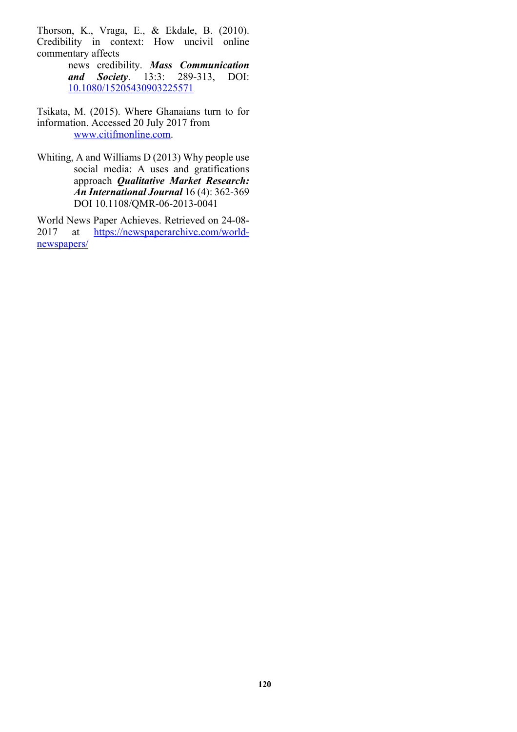Thorson, K., Vraga, E., & Ekdale, B. (2010). Credibility in context: How uncivil online commentary affects news credibility. ***Mass Communication and Society***. 13:3: 289-313, DOI: 10.1080/15205430903225571

Tsikata, M. (2015). Where Ghanaians turn to for information. Accessed 20 July 2017 from www.citifmonline.com.

Whiting, A and Williams D (2013) Why people use social media: A uses and gratifications approach ***Qualitative Market Research: An International Journal*** 16 (4): 362-369 DOI 10.1108/QMR-06-2013-0041

World News Paper Achieves. Retrieved on 24-08-2017 at https://newspaperarchive.com/world-newspapers/